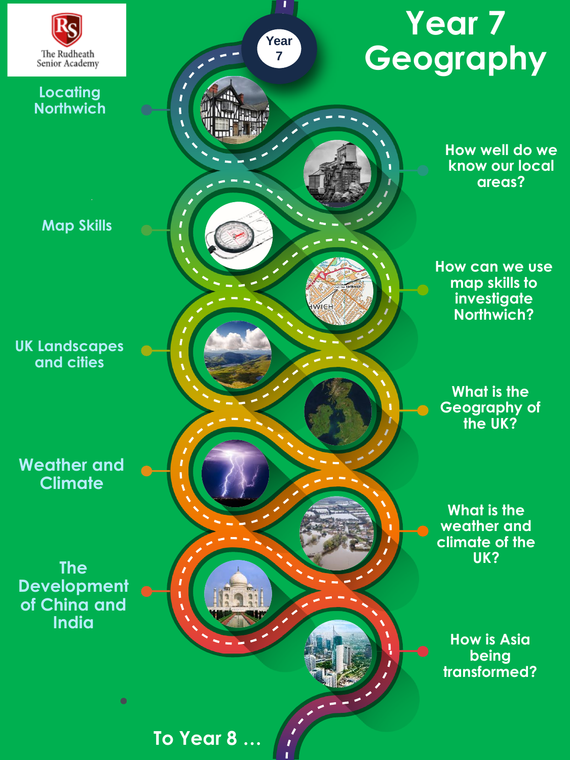The Rudheath Senior Academy

# Year 7 Geography

Year 7

- Locating Northwich
- How well do we know our local areas?
- Map Skills
- How can we use map skills to investigate Northwich?
- UK Landscapes and cities
- What is the Geography of the UK?
- Weather and Climate
- What is the weather and climate of the UK?
- The Development of China and India
- How is Asia being transformed?

To Year 8 …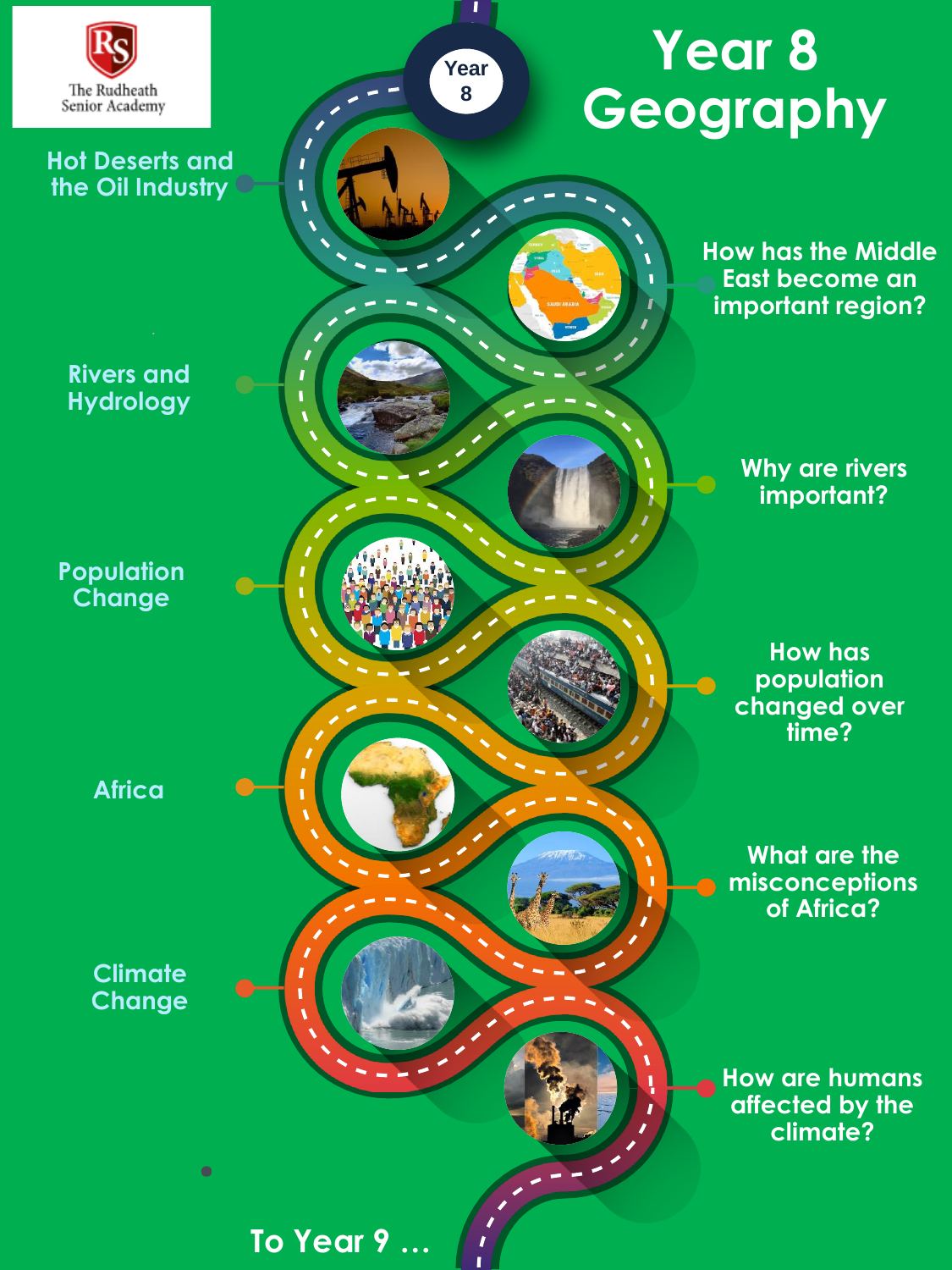The Rudheath Senior Academy

# Year 8 Geography

Year 8

- Hot Deserts and the Oil Industry
  - How has the Middle East become an important region?
- Rivers and Hydrology
  - Why are rivers important?
- Population Change
  - How has population changed over time?
- Africa
  - What are the misconceptions of Africa?
- Climate Change
  - How are humans affected by the climate?

To Year 9 …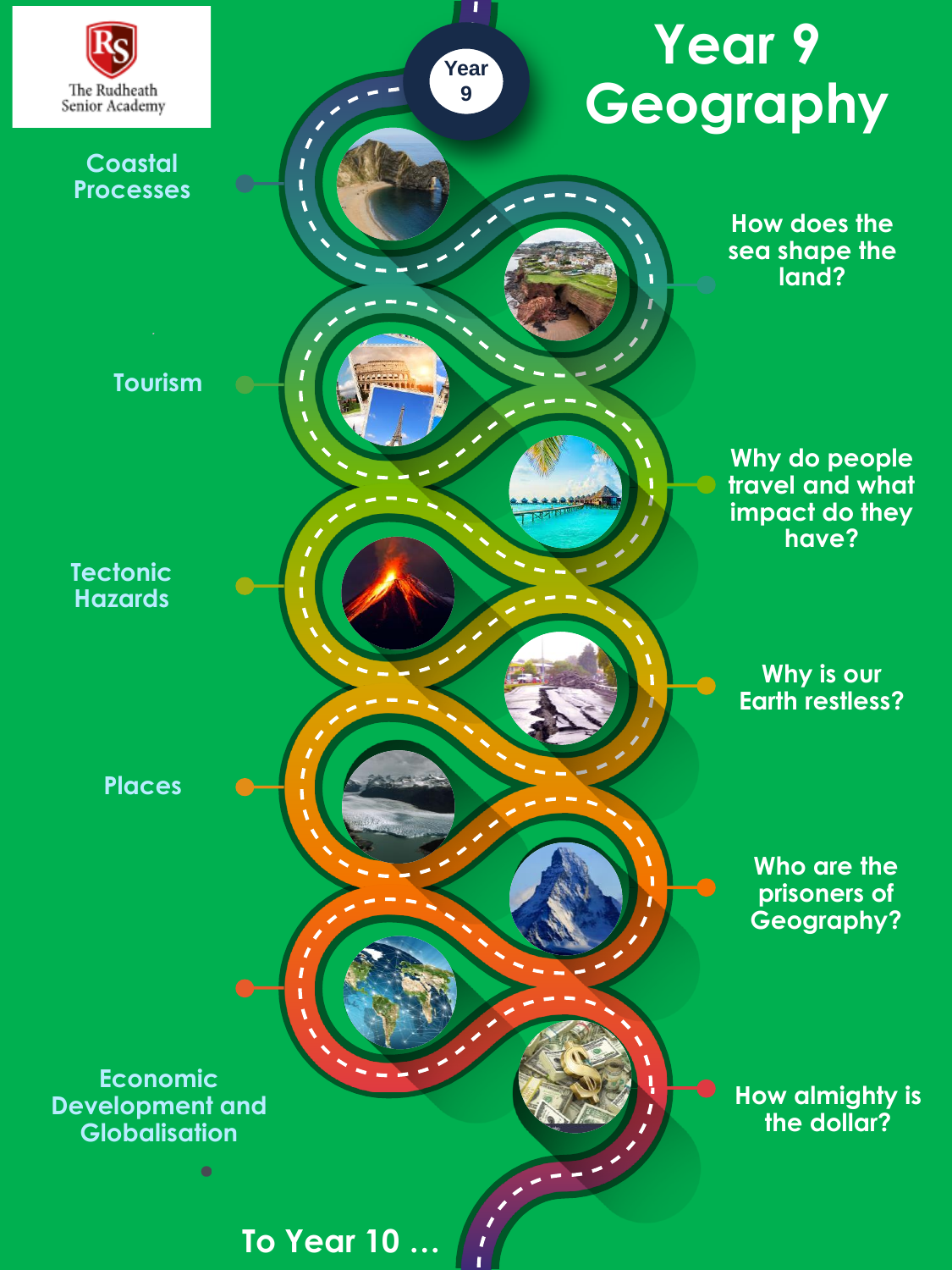The Rudheath Senior Academy

# Year 9 Geography

Year 9

Coastal Processes

How does the sea shape the land?

Tourism

Why do people travel and what impact do they have?

Tectonic Hazards

Why is our Earth restless?

Places

Who are the prisoners of Geography?

Economic Development and Globalisation

How almighty is the dollar?

To Year 10 …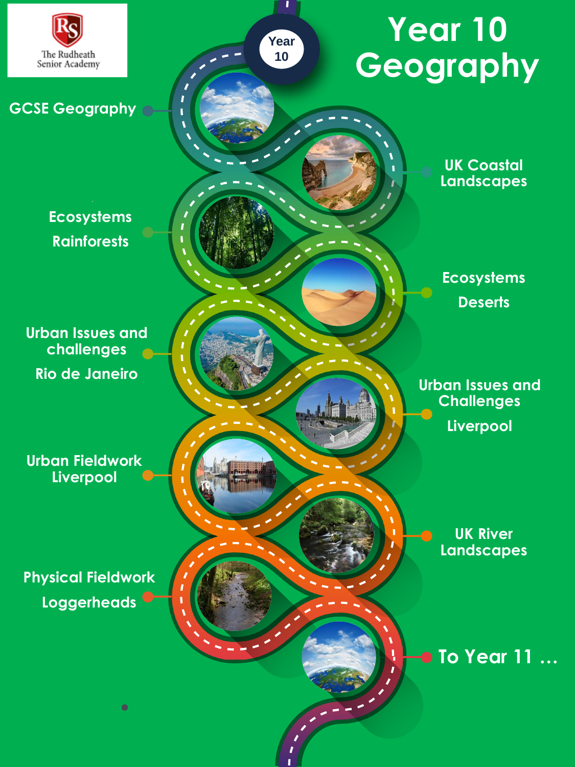The Rudheath Senior Academy

Year 10

# Year 10 Geography

- GCSE Geography
- UK Coastal Landscapes
- Ecosystems Rainforests
- Ecosystems Deserts
- Urban Issues and challenges Rio de Janeiro
- Urban Issues and Challenges Liverpool
- Urban Fieldwork Liverpool
- UK River Landscapes
- Physical Fieldwork Loggerheads
- To Year 11 …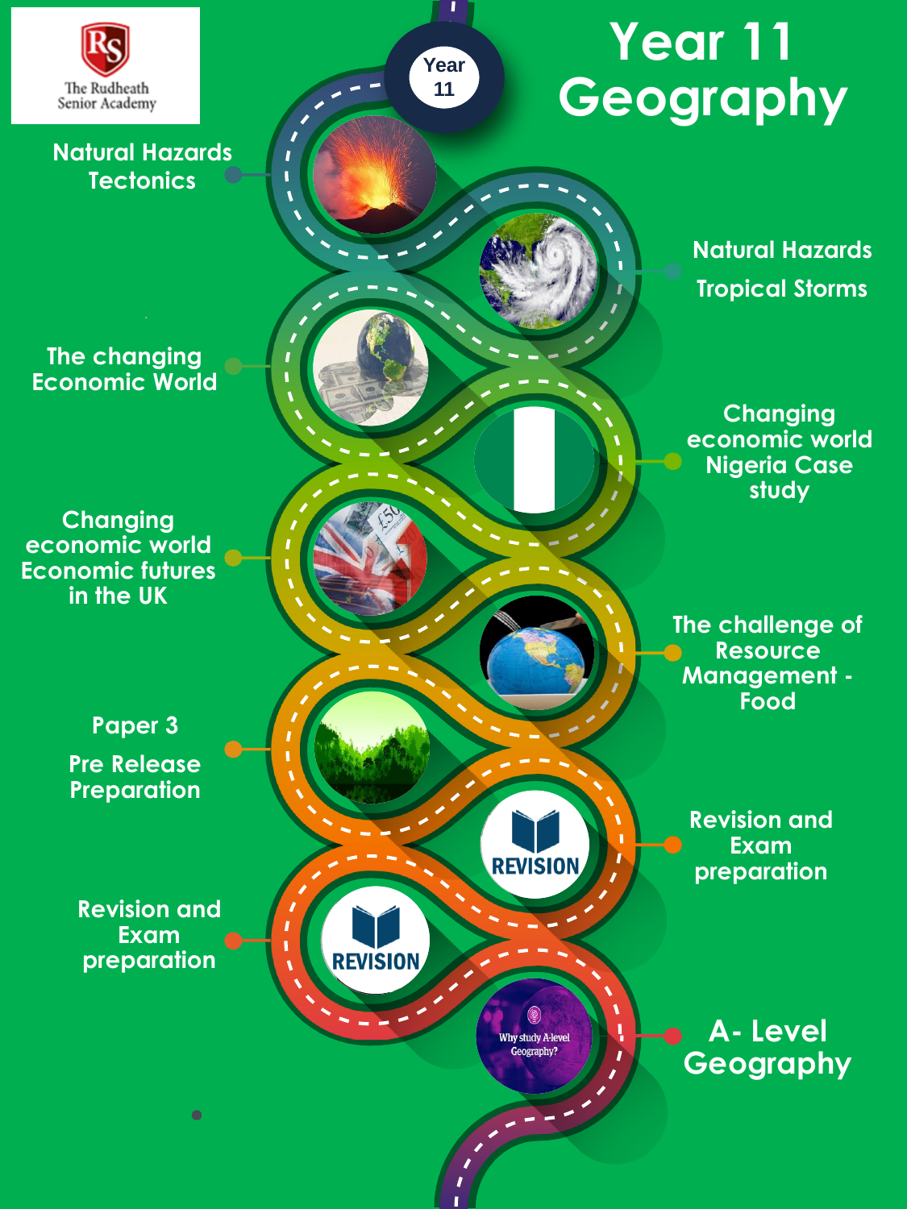# Year 11 Geography

The Rudheath Senior Academy

Year 11

- Natural Hazards Tectonics
- Natural Hazards Tropical Storms
- The changing Economic World
- Changing economic world Nigeria Case study
- Changing economic world Economic futures in the UK
- The challenge of Resource Management - Food
- Paper 3 Pre Release Preparation
- Revision and Exam preparation
- Revision and Exam preparation
- A- Level Geography